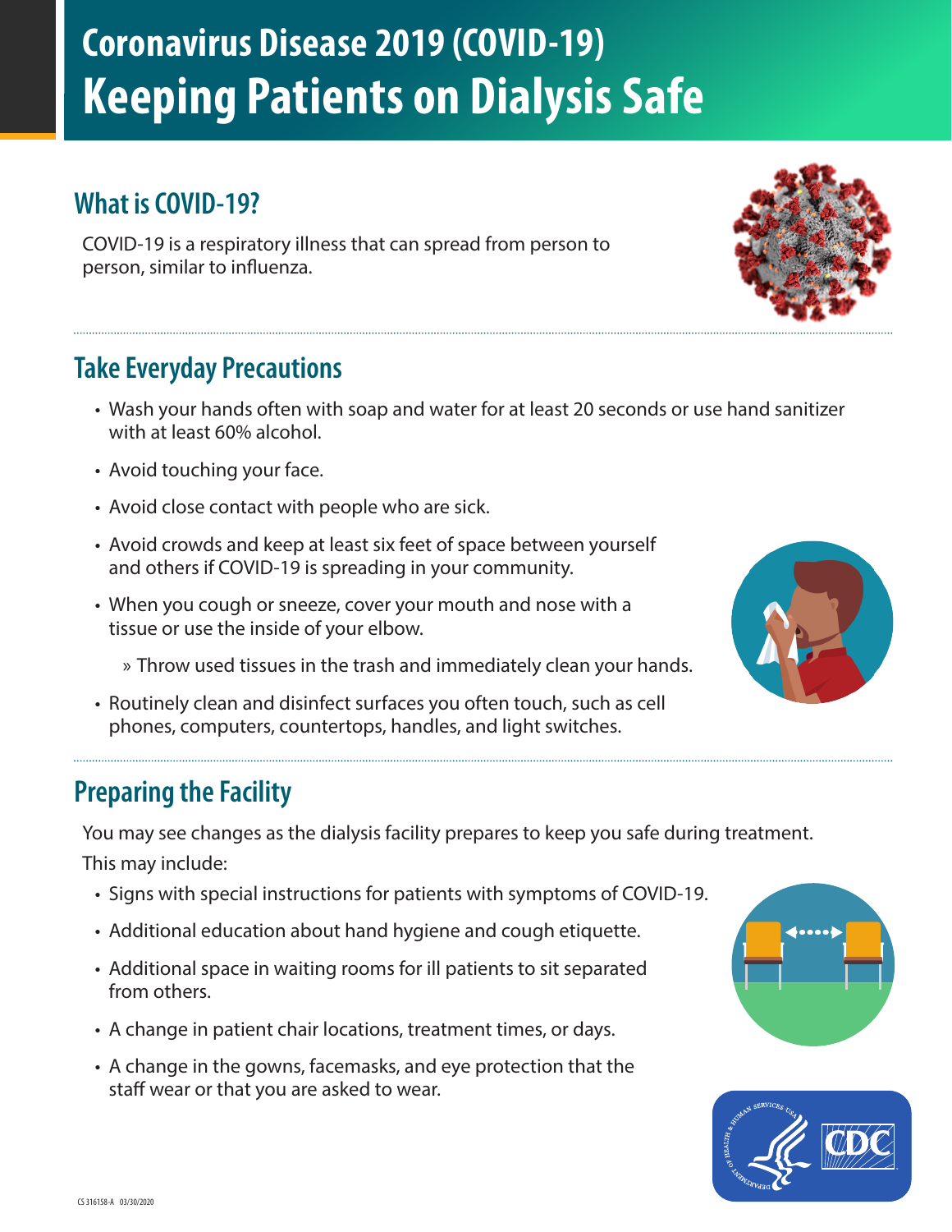# Coronavirus Disease 2019 (COVID-19)
# Keeping Patients on Dialysis Safe

## What is COVID-19?

COVID-19 is a respiratory illness that can spread from person to person, similar to influenza.

## Take Everyday Precautions

- Wash your hands often with soap and water for at least 20 seconds or use hand sanitizer with at least 60% alcohol.
- Avoid touching your face.
- Avoid close contact with people who are sick.
- Avoid crowds and keep at least six feet of space between yourself and others if COVID-19 is spreading in your community.
- When you cough or sneeze, cover your mouth and nose with a tissue or use the inside of your elbow.
  - Throw used tissues in the trash and immediately clean your hands.
- Routinely clean and disinfect surfaces you often touch, such as cell phones, computers, countertops, handles, and light switches.

## Preparing the Facility

You may see changes as the dialysis facility prepares to keep you safe during treatment.

This may include:

- Signs with special instructions for patients with symptoms of COVID-19.
- Additional education about hand hygiene and cough etiquette.
- Additional space in waiting rooms for ill patients to sit separated from others.
- A change in patient chair locations, treatment times, or days.
- A change in the gowns, facemasks, and eye protection that the staff wear or that you are asked to wear.

CS 316158-A 03/30/2020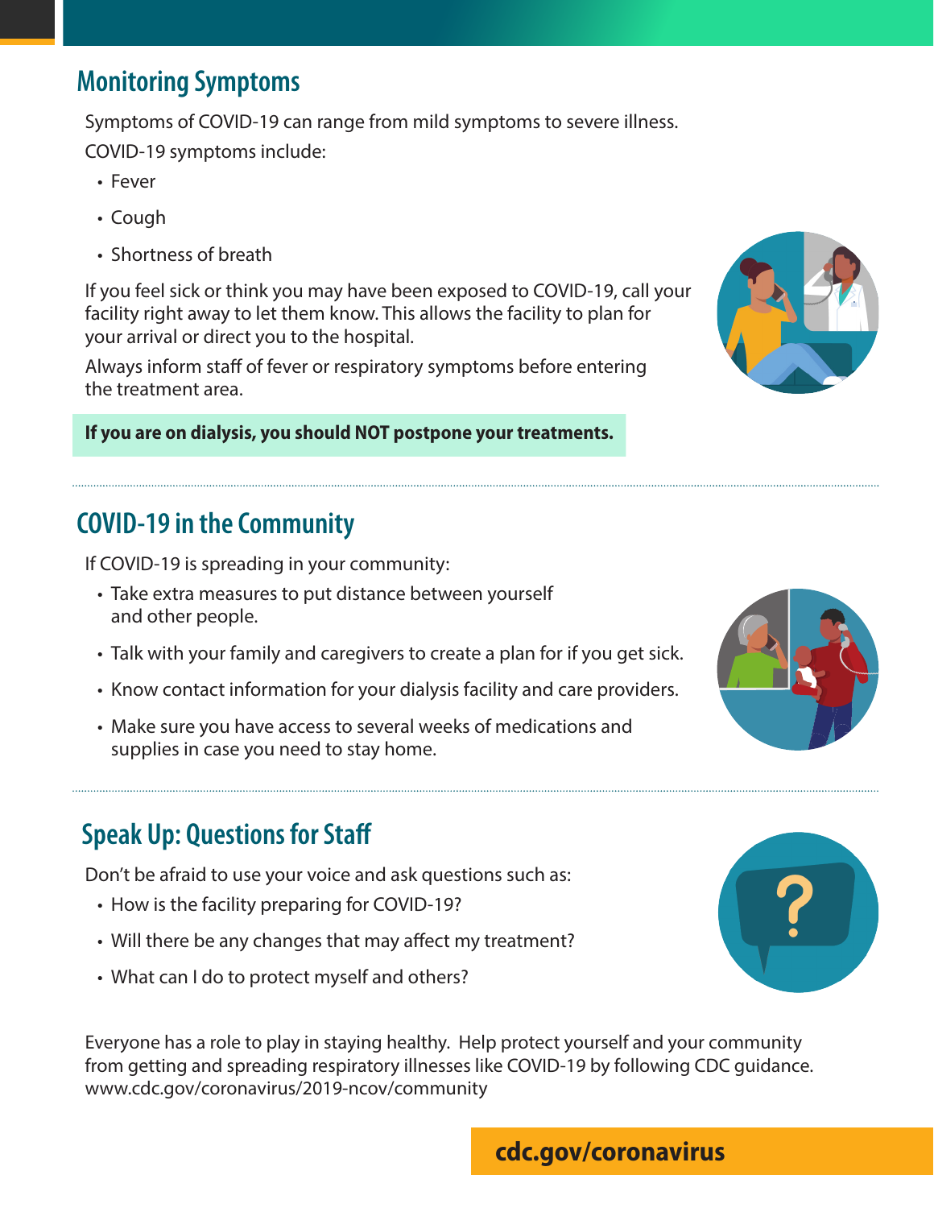## Monitoring Symptoms

Symptoms of COVID-19 can range from mild symptoms to severe illness.

COVID-19 symptoms include:

- Fever
- Cough
- Shortness of breath

If you feel sick or think you may have been exposed to COVID-19, call your facility right away to let them know. This allows the facility to plan for your arrival or direct you to the hospital.

Always inform staff of fever or respiratory symptoms before entering the treatment area.

**If you are on dialysis, you should NOT postpone your treatments.**

## COVID-19 in the Community

If COVID-19 is spreading in your community:

- Take extra measures to put distance between yourself and other people.
- Talk with your family and caregivers to create a plan for if you get sick.
- Know contact information for your dialysis facility and care providers.
- Make sure you have access to several weeks of medications and supplies in case you need to stay home.

## Speak Up: Questions for Staff

Don't be afraid to use your voice and ask questions such as:

- How is the facility preparing for COVID-19?
- Will there be any changes that may affect my treatment?
- What can I do to protect myself and others?

Everyone has a role to play in staying healthy. Help protect yourself and your community from getting and spreading respiratory illnesses like COVID-19 by following CDC guidance. www.cdc.gov/coronavirus/2019-ncov/community

**cdc.gov/coronavirus**